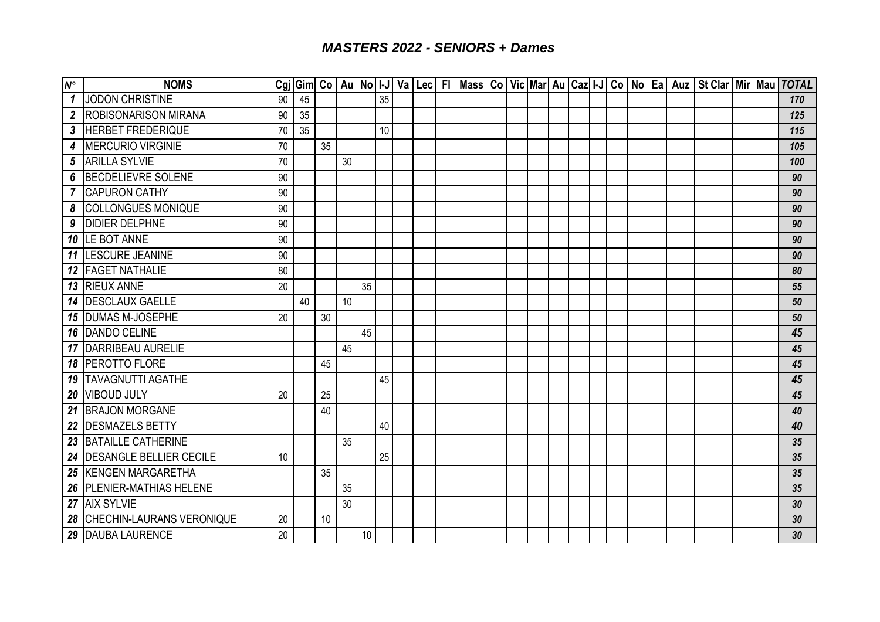# MASTERS 2022 - SENIORS + Dames

| N° | NOMS | Cgj | Gim | Co | Au | No | I-J | Va | Lec | Fl | Mass | Co | Vic | Mar | Au | Caz | I-J | Co | No | Ea | Auz | St Clar | Mir | Mau | TOTAL |
|---|---|---|---|---|---|---|---|---|---|---|---|---|---|---|---|---|---|---|---|---|---|---|---|---|---|
| 1 | JODON CHRISTINE | 90 | 45 | | | | 35 | | | | | | | | | | | | | | | | | | 170 |
| 2 | ROBISONARISON MIRANA | 90 | 35 | | | | | | | | | | | | | | | | | | | | | | 125 |
| 3 | HERBET FREDERIQUE | 70 | 35 | | | | 10 | | | | | | | | | | | | | | | | | | 115 |
| 4 | MERCURIO VIRGINIE | 70 | | 35 | | | | | | | | | | | | | | | | | | | | | 105 |
| 5 | ARILLA SYLVIE | 70 | | | 30 | | | | | | | | | | | | | | | | | | | | 100 |
| 6 | BECDELIEVRE SOLENE | 90 | | | | | | | | | | | | | | | | | | | | | | | 90 |
| 7 | CAPURON CATHY | 90 | | | | | | | | | | | | | | | | | | | | | | | 90 |
| 8 | COLLONGUES MONIQUE | 90 | | | | | | | | | | | | | | | | | | | | | | | 90 |
| 9 | DIDIER DELPHNE | 90 | | | | | | | | | | | | | | | | | | | | | | | 90 |
| 10 | LE BOT ANNE | 90 | | | | | | | | | | | | | | | | | | | | | | | 90 |
| 11 | LESCURE JEANINE | 90 | | | | | | | | | | | | | | | | | | | | | | | 90 |
| 12 | FAGET NATHALIE | 80 | | | | | | | | | | | | | | | | | | | | | | | 80 |
| 13 | RIEUX ANNE | 20 | | | | 35 | | | | | | | | | | | | | | | | | | | 55 |
| 14 | DESCLAUX GAELLE | | 40 | | 10 | | | | | | | | | | | | | | | | | | | | 50 |
| 15 | DUMAS M-JOSEPHE | 20 | | 30 | | | | | | | | | | | | | | | | | | | | | 50 |
| 16 | DANDO CELINE | | | | | 45 | | | | | | | | | | | | | | | | | | | 45 |
| 17 | DARRIBEAU AURELIE | | | | 45 | | | | | | | | | | | | | | | | | | | | 45 |
| 18 | PEROTTO FLORE | | | 45 | | | | | | | | | | | | | | | | | | | | | 45 |
| 19 | TAVAGNUTTI AGATHE | | | | | | 45 | | | | | | | | | | | | | | | | | | 45 |
| 20 | VIBOUD JULY | 20 | | 25 | | | | | | | | | | | | | | | | | | | | | 45 |
| 21 | BRAJON MORGANE | | | 40 | | | | | | | | | | | | | | | | | | | | | 40 |
| 22 | DESMAZELS BETTY | | | | | | 40 | | | | | | | | | | | | | | | | | | 40 |
| 23 | BATAILLE CATHERINE | | | | 35 | | | | | | | | | | | | | | | | | | | | 35 |
| 24 | DESANGLE BELLIER CECILE | 10 | | | | | 25 | | | | | | | | | | | | | | | | | | 35 |
| 25 | KENGEN MARGARETHA | | | 35 | | | | | | | | | | | | | | | | | | | | | 35 |
| 26 | PLENIER-MATHIAS HELENE | | | | 35 | | | | | | | | | | | | | | | | | | | | 35 |
| 27 | AIX SYLVIE | | | | 30 | | | | | | | | | | | | | | | | | | | | 30 |
| 28 | CHECHIN-LAURANS VERONIQUE | 20 | | 10 | | | | | | | | | | | | | | | | | | | | | 30 |
| 29 | DAUBA LAURENCE | 20 | | | | 10 | | | | | | | | | | | | | | | | | | | 30 |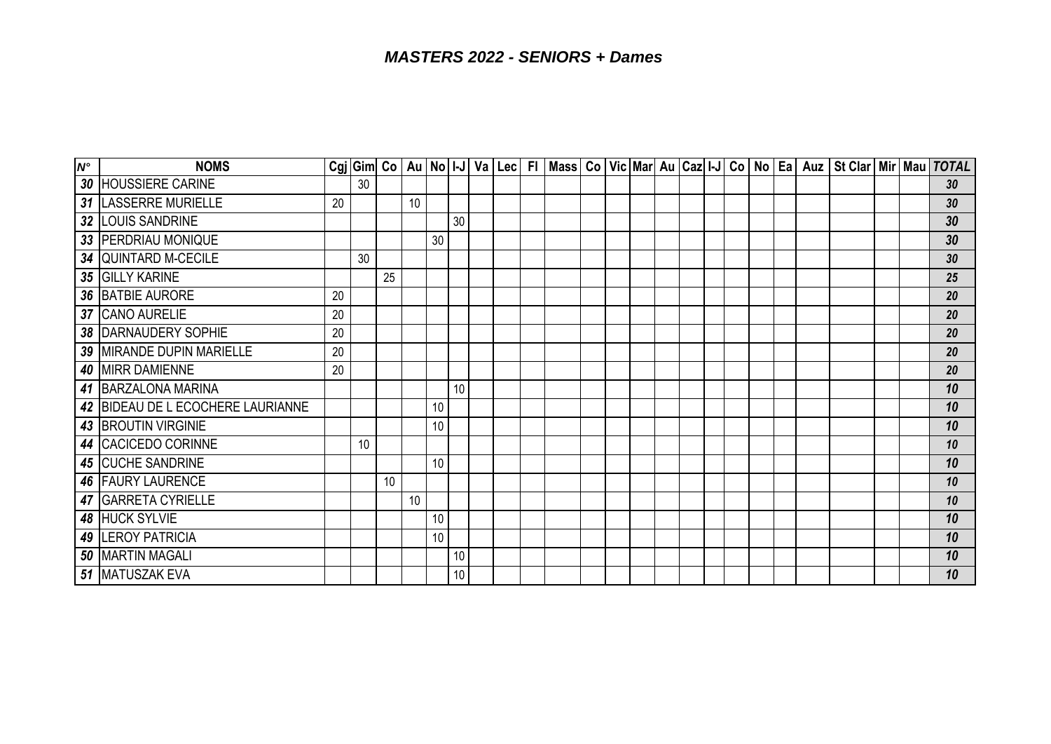### *MASTERS 2022 - SENIORS + Dames*

| N° | NOMS | Cgj | Gim | Co | Au | No | I-J | Va | Lec | Fl | Mass | Co | Vic | Mar | Au | Caz | I-J | Co | No | Ea | Auz | St Clar | Mir | Mau | TOTAL |
|---|---|---|---|---|---|---|---|---|---|---|---|---|---|---|---|---|---|---|---|---|---|---|---|---|---|
| 30 | HOUSSIERE CARINE | | 30 | | | | | | | | | | | | | | | | | | | | | | 30 |
| 31 | LASSERRE MURIELLE | 20 | | | 10 | | | | | | | | | | | | | | | | | | | | 30 |
| 32 | LOUIS SANDRINE | | | | | | 30 | | | | | | | | | | | | | | | | | | 30 |
| 33 | PERDRIAU MONIQUE | | | | | 30 | | | | | | | | | | | | | | | | | | | 30 |
| 34 | QUINTARD M-CECILE | | 30 | | | | | | | | | | | | | | | | | | | | | | 30 |
| 35 | GILLY KARINE | | | 25 | | | | | | | | | | | | | | | | | | | | | 25 |
| 36 | BATBIE AURORE | 20 | | | | | | | | | | | | | | | | | | | | | | | 20 |
| 37 | CANO AURELIE | 20 | | | | | | | | | | | | | | | | | | | | | | | 20 |
| 38 | DARNAUDERY SOPHIE | 20 | | | | | | | | | | | | | | | | | | | | | | | 20 |
| 39 | MIRANDE DUPIN MARIELLE | 20 | | | | | | | | | | | | | | | | | | | | | | | 20 |
| 40 | MIRR DAMIENNE | 20 | | | | | | | | | | | | | | | | | | | | | | | 20 |
| 41 | BARZALONA MARINA | | | | | | 10 | | | | | | | | | | | | | | | | | | 10 |
| 42 | BIDEAU DE L ECOCHERE LAURIANNE | | | | | 10 | | | | | | | | | | | | | | | | | | | 10 |
| 43 | BROUTIN VIRGINIE | | | | | 10 | | | | | | | | | | | | | | | | | | | 10 |
| 44 | CACICEDO CORINNE | | 10 | | | | | | | | | | | | | | | | | | | | | | 10 |
| 45 | CUCHE SANDRINE | | | | | 10 | | | | | | | | | | | | | | | | | | | 10 |
| 46 | FAURY LAURENCE | | | 10 | | | | | | | | | | | | | | | | | | | | | 10 |
| 47 | GARRETA CYRIELLE | | | | 10 | | | | | | | | | | | | | | | | | | | | 10 |
| 48 | HUCK SYLVIE | | | | | 10 | | | | | | | | | | | | | | | | | | | 10 |
| 49 | LEROY PATRICIA | | | | | 10 | | | | | | | | | | | | | | | | | | | 10 |
| 50 | MARTIN MAGALI | | | | | | 10 | | | | | | | | | | | | | | | | | | 10 |
| 51 | MATUSZAK EVA | | | | | | 10 | | | | | | | | | | | | | | | | | | 10 |